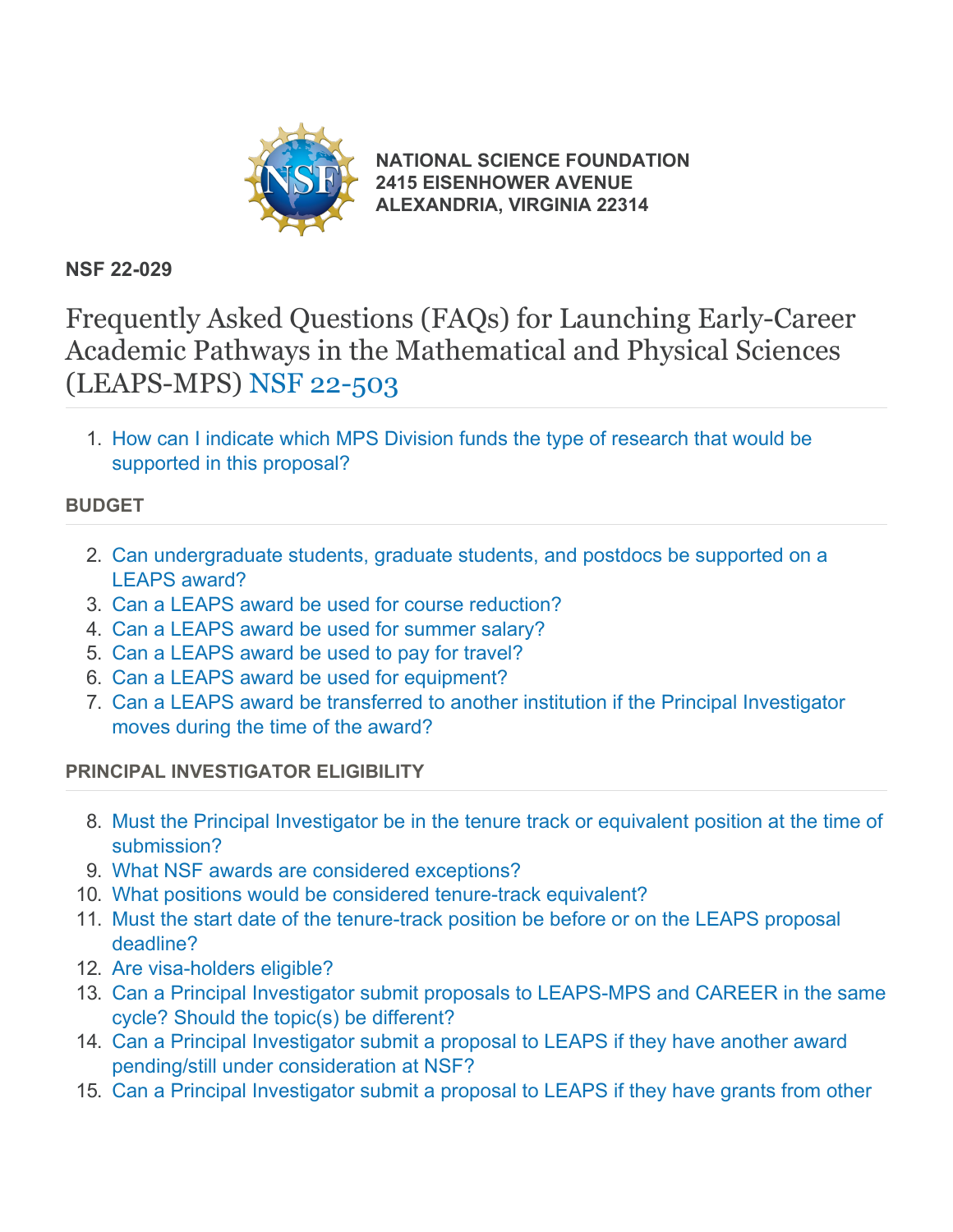**NATIONAL SCIENCE FOUNDATION**
**2415 EISENHOWER AVENUE**
**ALEXANDRIA, VIRGINIA 22314**

**NSF 22-029**

# Frequently Asked Questions (FAQs) for Launching Early-Career Academic Pathways in the Mathematical and Physical Sciences (LEAPS-MPS) NSF 22-503

1. How can I indicate which MPS Division funds the type of research that would be supported in this proposal?

**BUDGET**

2. Can undergraduate students, graduate students, and postdocs be supported on a LEAPS award?
3. Can a LEAPS award be used for course reduction?
4. Can a LEAPS award be used for summer salary?
5. Can a LEAPS award be used to pay for travel?
6. Can a LEAPS award be used for equipment?
7. Can a LEAPS award be transferred to another institution if the Principal Investigator moves during the time of the award?

**PRINCIPAL INVESTIGATOR ELIGIBILITY**

8. Must the Principal Investigator be in the tenure track or equivalent position at the time of submission?
9. What NSF awards are considered exceptions?
10. What positions would be considered tenure-track equivalent?
11. Must the start date of the tenure-track position be before or on the LEAPS proposal deadline?
12. Are visa-holders eligible?
13. Can a Principal Investigator submit proposals to LEAPS-MPS and CAREER in the same cycle? Should the topic(s) be different?
14. Can a Principal Investigator submit a proposal to LEAPS if they have another award pending/still under consideration at NSF?
15. Can a Principal Investigator submit a proposal to LEAPS if they have grants from other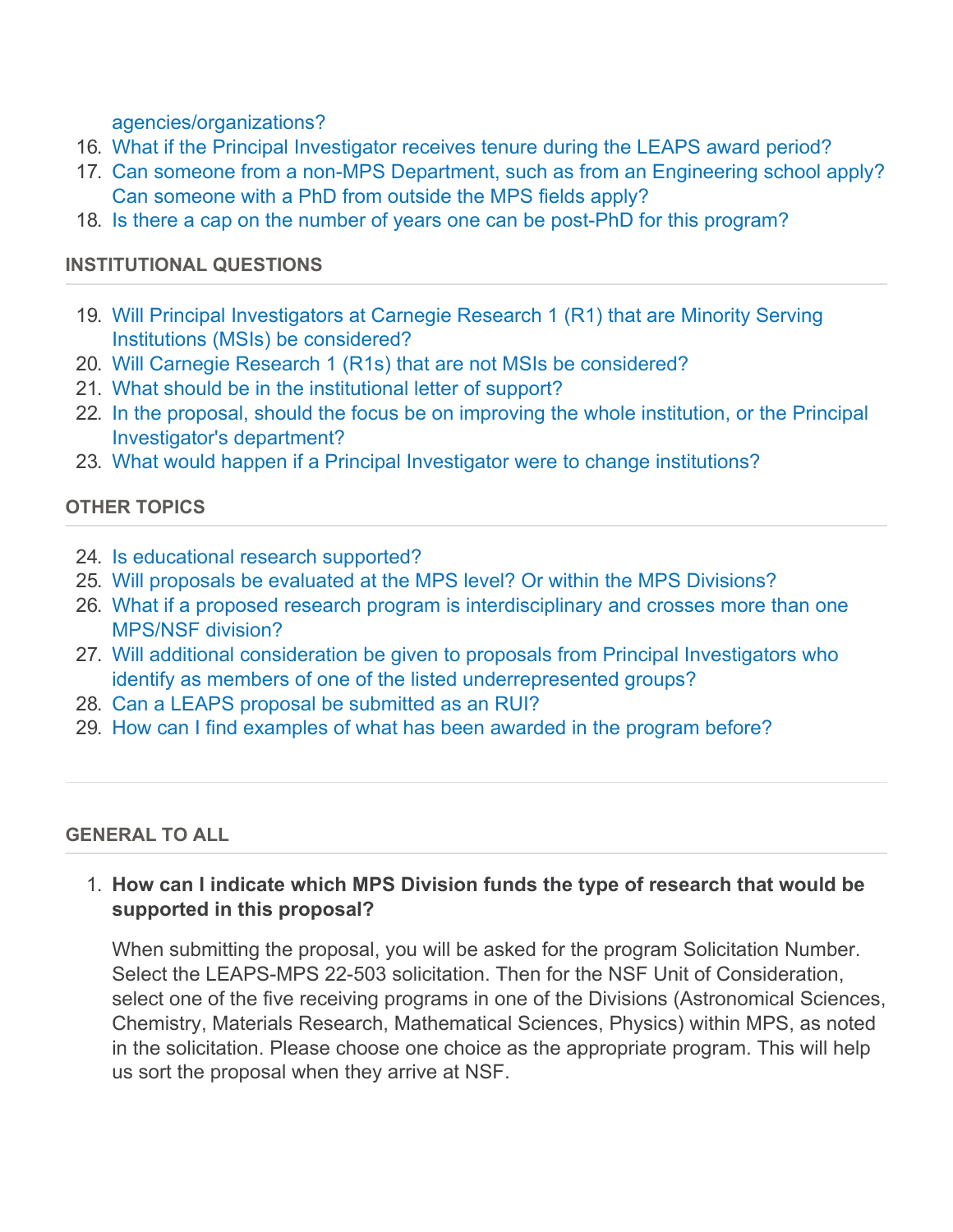agencies/organizations?

16. What if the Principal Investigator receives tenure during the LEAPS award period?
17. Can someone from a non-MPS Department, such as from an Engineering school apply? Can someone with a PhD from outside the MPS fields apply?
18. Is there a cap on the number of years one can be post-PhD for this program?

## INSTITUTIONAL QUESTIONS

19. Will Principal Investigators at Carnegie Research 1 (R1) that are Minority Serving Institutions (MSIs) be considered?
20. Will Carnegie Research 1 (R1s) that are not MSIs be considered?
21. What should be in the institutional letter of support?
22. In the proposal, should the focus be on improving the whole institution, or the Principal Investigator's department?
23. What would happen if a Principal Investigator were to change institutions?

## OTHER TOPICS

24. Is educational research supported?
25. Will proposals be evaluated at the MPS level? Or within the MPS Divisions?
26. What if a proposed research program is interdisciplinary and crosses more than one MPS/NSF division?
27. Will additional consideration be given to proposals from Principal Investigators who identify as members of one of the listed underrepresented groups?
28. Can a LEAPS proposal be submitted as an RUI?
29. How can I find examples of what has been awarded in the program before?

---

## GENERAL TO ALL

1. **How can I indicate which MPS Division funds the type of research that would be supported in this proposal?**

   When submitting the proposal, you will be asked for the program Solicitation Number. Select the LEAPS-MPS 22-503 solicitation. Then for the NSF Unit of Consideration, select one of the five receiving programs in one of the Divisions (Astronomical Sciences, Chemistry, Materials Research, Mathematical Sciences, Physics) within MPS, as noted in the solicitation. Please choose one choice as the appropriate program. This will help us sort the proposal when they arrive at NSF.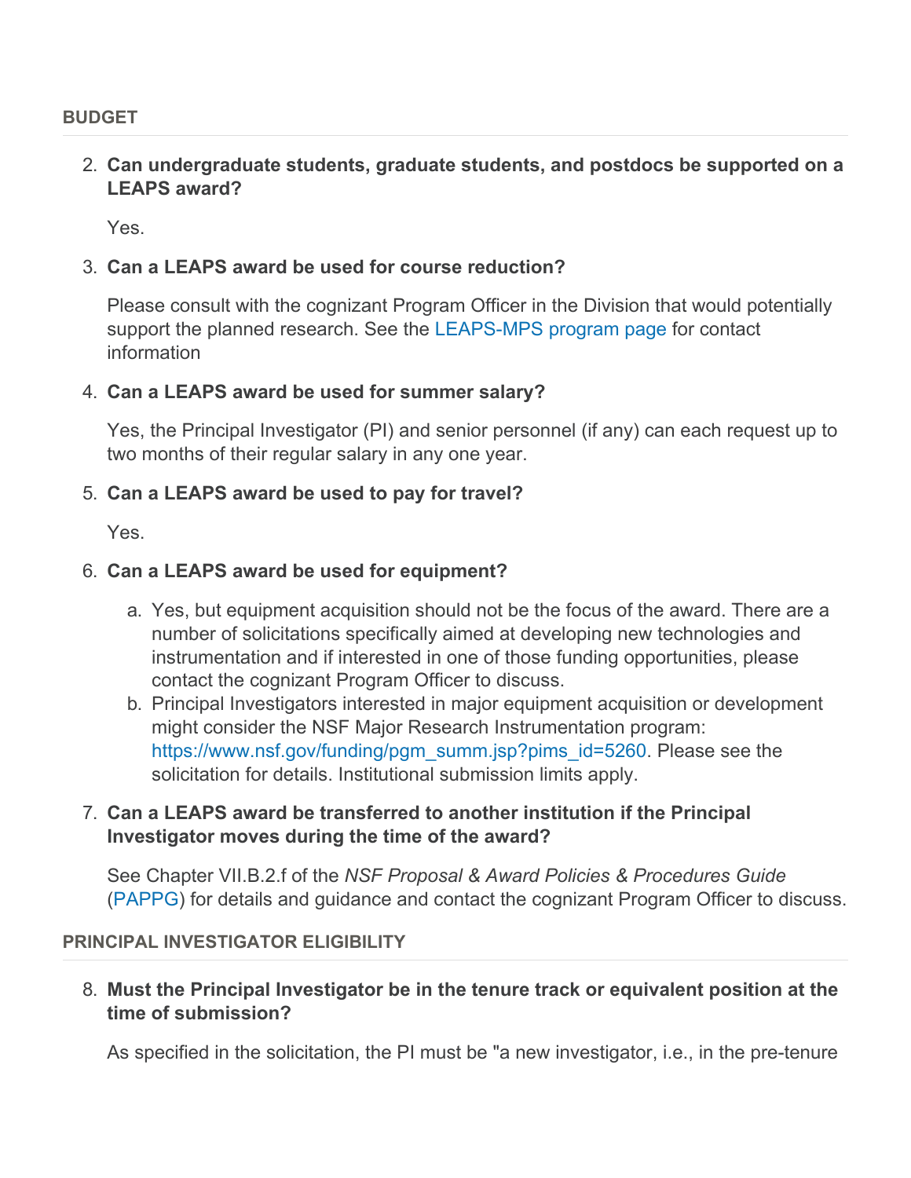## BUDGET

2. **Can undergraduate students, graduate students, and postdocs be supported on a LEAPS award?**

   Yes.

3. **Can a LEAPS award be used for course reduction?**

   Please consult with the cognizant Program Officer in the Division that would potentially support the planned research. See the LEAPS-MPS program page for contact information

4. **Can a LEAPS award be used for summer salary?**

   Yes, the Principal Investigator (PI) and senior personnel (if any) can each request up to two months of their regular salary in any one year.

5. **Can a LEAPS award be used to pay for travel?**

   Yes.

6. **Can a LEAPS award be used for equipment?**

   a. Yes, but equipment acquisition should not be the focus of the award. There are a number of solicitations specifically aimed at developing new technologies and instrumentation and if interested in one of those funding opportunities, please contact the cognizant Program Officer to discuss.
   b. Principal Investigators interested in major equipment acquisition or development might consider the NSF Major Research Instrumentation program: https://www.nsf.gov/funding/pgm_summ.jsp?pims_id=5260. Please see the solicitation for details. Institutional submission limits apply.

7. **Can a LEAPS award be transferred to another institution if the Principal Investigator moves during the time of the award?**

   See Chapter VII.B.2.f of the *NSF Proposal & Award Policies & Procedures Guide* (PAPPG) for details and guidance and contact the cognizant Program Officer to discuss.

## PRINCIPAL INVESTIGATOR ELIGIBILITY

8. **Must the Principal Investigator be in the tenure track or equivalent position at the time of submission?**

   As specified in the solicitation, the PI must be "a new investigator, i.e., in the pre-tenure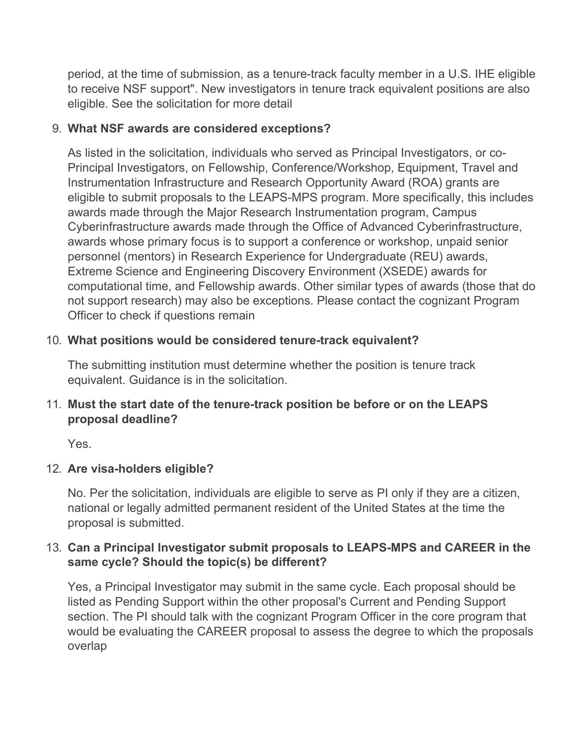period, at the time of submission, as a tenure-track faculty member in a U.S. IHE eligible to receive NSF support". New investigators in tenure track equivalent positions are also eligible. See the solicitation for more detail

9. **What NSF awards are considered exceptions?**

   As listed in the solicitation, individuals who served as Principal Investigators, or co-Principal Investigators, on Fellowship, Conference/Workshop, Equipment, Travel and Instrumentation Infrastructure and Research Opportunity Award (ROA) grants are eligible to submit proposals to the LEAPS-MPS program. More specifically, this includes awards made through the Major Research Instrumentation program, Campus Cyberinfrastructure awards made through the Office of Advanced Cyberinfrastructure, awards whose primary focus is to support a conference or workshop, unpaid senior personnel (mentors) in Research Experience for Undergraduate (REU) awards, Extreme Science and Engineering Discovery Environment (XSEDE) awards for computational time, and Fellowship awards. Other similar types of awards (those that do not support research) may also be exceptions. Please contact the cognizant Program Officer to check if questions remain

10. **What positions would be considered tenure-track equivalent?**

    The submitting institution must determine whether the position is tenure track equivalent. Guidance is in the solicitation.

11. **Must the start date of the tenure-track position be before or on the LEAPS proposal deadline?**

    Yes.

12. **Are visa-holders eligible?**

    No. Per the solicitation, individuals are eligible to serve as PI only if they are a citizen, national or legally admitted permanent resident of the United States at the time the proposal is submitted.

13. **Can a Principal Investigator submit proposals to LEAPS-MPS and CAREER in the same cycle? Should the topic(s) be different?**

    Yes, a Principal Investigator may submit in the same cycle. Each proposal should be listed as Pending Support within the other proposal's Current and Pending Support section. The PI should talk with the cognizant Program Officer in the core program that would be evaluating the CAREER proposal to assess the degree to which the proposals overlap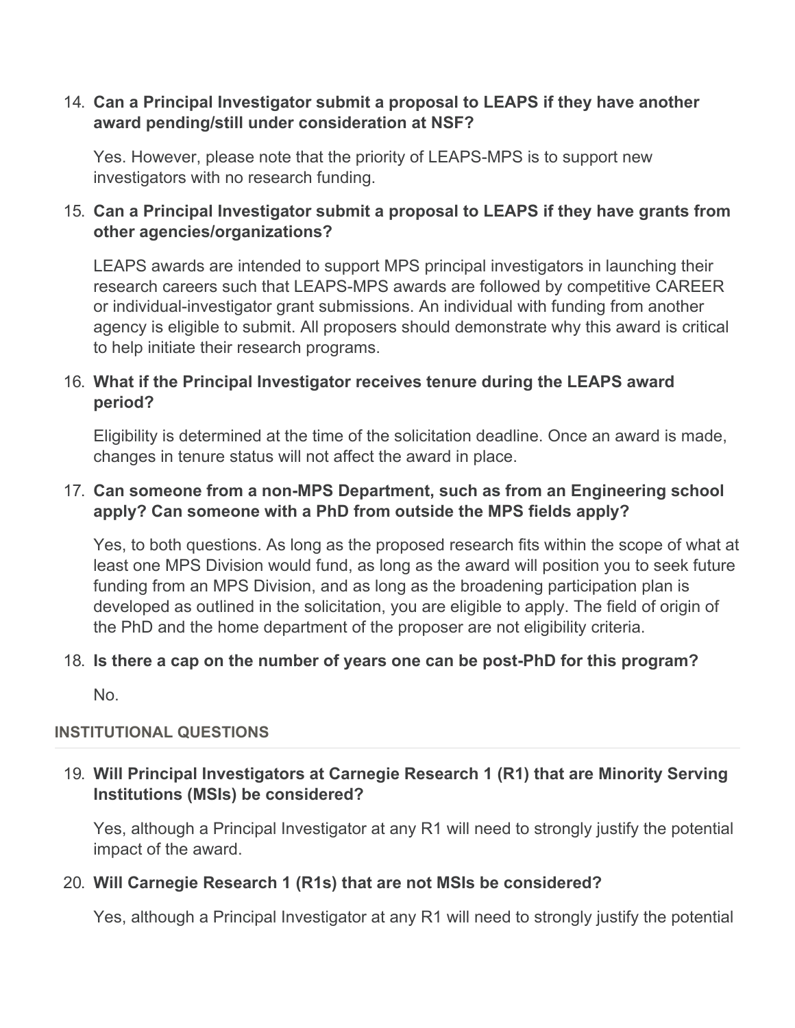14. **Can a Principal Investigator submit a proposal to LEAPS if they have another award pending/still under consideration at NSF?**

    Yes. However, please note that the priority of LEAPS-MPS is to support new investigators with no research funding.

15. **Can a Principal Investigator submit a proposal to LEAPS if they have grants from other agencies/organizations?**

    LEAPS awards are intended to support MPS principal investigators in launching their research careers such that LEAPS-MPS awards are followed by competitive CAREER or individual-investigator grant submissions. An individual with funding from another agency is eligible to submit. All proposers should demonstrate why this award is critical to help initiate their research programs.

16. **What if the Principal Investigator receives tenure during the LEAPS award period?**

    Eligibility is determined at the time of the solicitation deadline. Once an award is made, changes in tenure status will not affect the award in place.

17. **Can someone from a non-MPS Department, such as from an Engineering school apply? Can someone with a PhD from outside the MPS fields apply?**

    Yes, to both questions. As long as the proposed research fits within the scope of what at least one MPS Division would fund, as long as the award will position you to seek future funding from an MPS Division, and as long as the broadening participation plan is developed as outlined in the solicitation, you are eligible to apply. The field of origin of the PhD and the home department of the proposer are not eligibility criteria.

18. **Is there a cap on the number of years one can be post-PhD for this program?**

    No.

#### INSTITUTIONAL QUESTIONS

19. **Will Principal Investigators at Carnegie Research 1 (R1) that are Minority Serving Institutions (MSIs) be considered?**

    Yes, although a Principal Investigator at any R1 will need to strongly justify the potential impact of the award.

20. **Will Carnegie Research 1 (R1s) that are not MSIs be considered?**

    Yes, although a Principal Investigator at any R1 will need to strongly justify the potential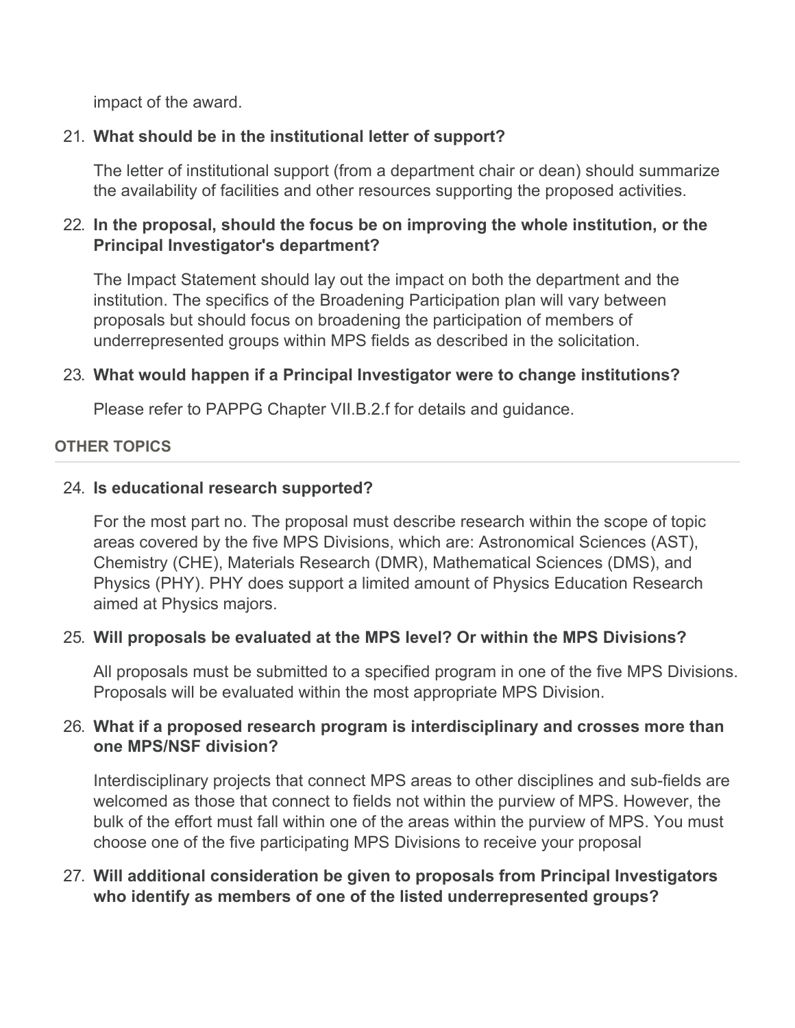impact of the award.

21. **What should be in the institutional letter of support?**

    The letter of institutional support (from a department chair or dean) should summarize the availability of facilities and other resources supporting the proposed activities.

22. **In the proposal, should the focus be on improving the whole institution, or the Principal Investigator's department?**

    The Impact Statement should lay out the impact on both the department and the institution. The specifics of the Broadening Participation plan will vary between proposals but should focus on broadening the participation of members of underrepresented groups within MPS fields as described in the solicitation.

23. **What would happen if a Principal Investigator were to change institutions?**

    Please refer to PAPPG Chapter VII.B.2.f for details and guidance.

#### OTHER TOPICS

24. **Is educational research supported?**

    For the most part no. The proposal must describe research within the scope of topic areas covered by the five MPS Divisions, which are: Astronomical Sciences (AST), Chemistry (CHE), Materials Research (DMR), Mathematical Sciences (DMS), and Physics (PHY). PHY does support a limited amount of Physics Education Research aimed at Physics majors.

25. **Will proposals be evaluated at the MPS level? Or within the MPS Divisions?**

    All proposals must be submitted to a specified program in one of the five MPS Divisions. Proposals will be evaluated within the most appropriate MPS Division.

26. **What if a proposed research program is interdisciplinary and crosses more than one MPS/NSF division?**

    Interdisciplinary projects that connect MPS areas to other disciplines and sub-fields are welcomed as those that connect to fields not within the purview of MPS. However, the bulk of the effort must fall within one of the areas within the purview of MPS. You must choose one of the five participating MPS Divisions to receive your proposal

27. **Will additional consideration be given to proposals from Principal Investigators who identify as members of one of the listed underrepresented groups?**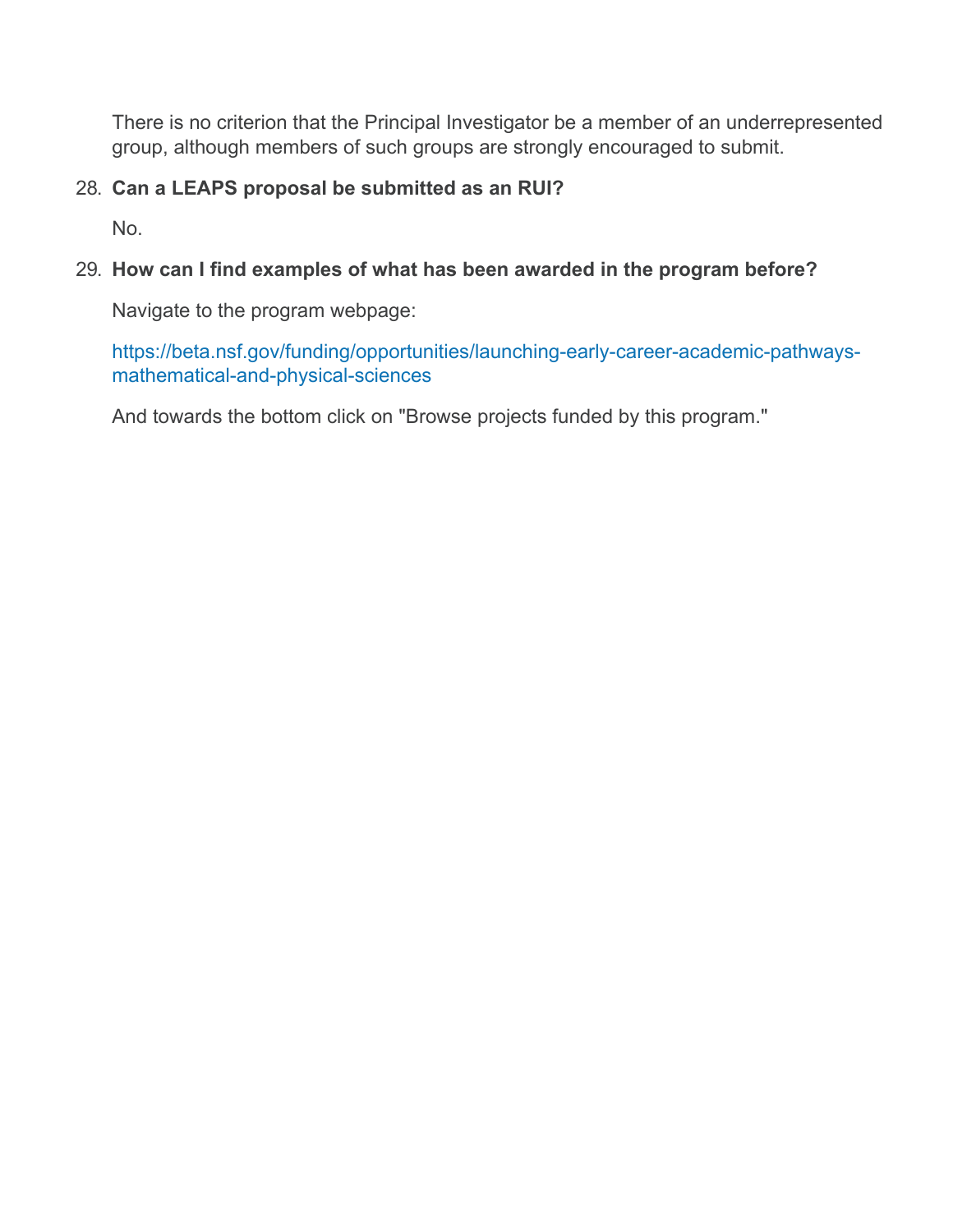There is no criterion that the Principal Investigator be a member of an underrepresented group, although members of such groups are strongly encouraged to submit.

28. **Can a LEAPS proposal be submitted as an RUI?**

    No.

29. **How can I find examples of what has been awarded in the program before?**

    Navigate to the program webpage:

    https://beta.nsf.gov/funding/opportunities/launching-early-career-academic-pathways-mathematical-and-physical-sciences

    And towards the bottom click on "Browse projects funded by this program."